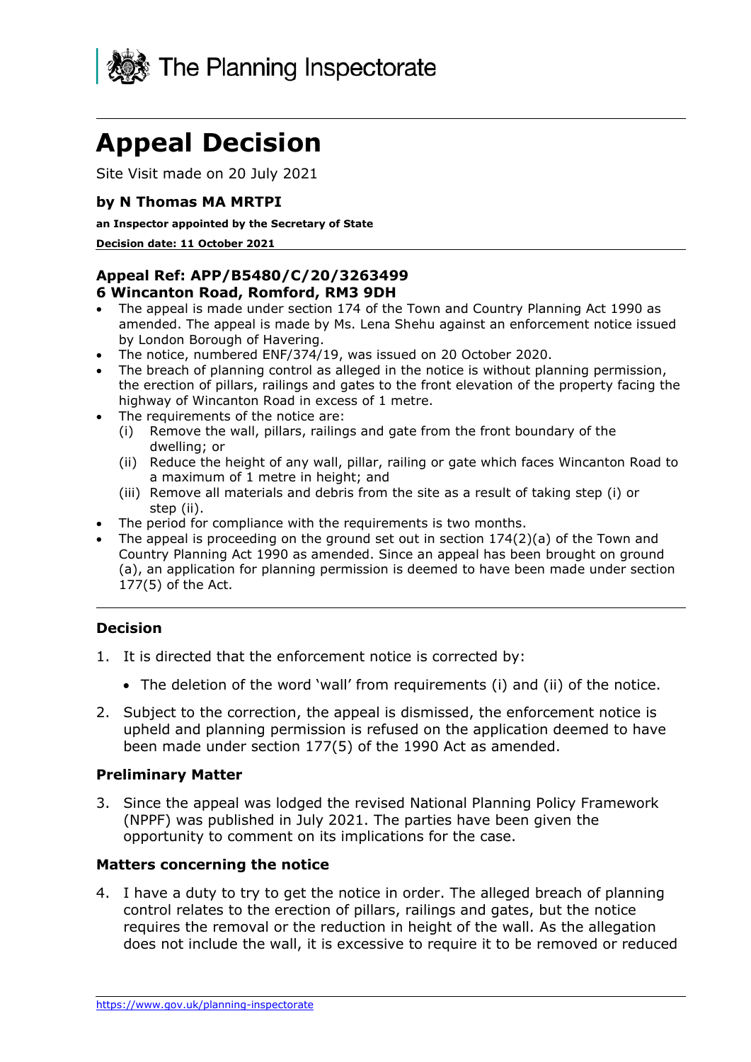The Planning Inspectorate

# Appeal Decision

Site Visit made on 20 July 2021

**by N Thomas MA MRTPI**

**an Inspector appointed by the Secretary of State**

**Decision date: 11 October 2021**

**Appeal Ref: APP/B5480/C/20/3263499**
**6 Wincanton Road, Romford, RM3 9DH**

- The appeal is made under section 174 of the Town and Country Planning Act 1990 as amended. The appeal is made by Ms. Lena Shehu against an enforcement notice issued by London Borough of Havering.
- The notice, numbered ENF/374/19, was issued on 20 October 2020.
- The breach of planning control as alleged in the notice is without planning permission, the erection of pillars, railings and gates to the front elevation of the property facing the highway of Wincanton Road in excess of 1 metre.
- The requirements of the notice are:
  - (i) Remove the wall, pillars, railings and gate from the front boundary of the dwelling; or
  - (ii) Reduce the height of any wall, pillar, railing or gate which faces Wincanton Road to a maximum of 1 metre in height; and
  - (iii) Remove all materials and debris from the site as a result of taking step (i) or step (ii).
- The period for compliance with the requirements is two months.
- The appeal is proceeding on the ground set out in section 174(2)(a) of the Town and Country Planning Act 1990 as amended. Since an appeal has been brought on ground (a), an application for planning permission is deemed to have been made under section 177(5) of the Act.

---

### Decision

1. It is directed that the enforcement notice is corrected by:
   - The deletion of the word 'wall' from requirements (i) and (ii) of the notice.
2. Subject to the correction, the appeal is dismissed, the enforcement notice is upheld and planning permission is refused on the application deemed to have been made under section 177(5) of the 1990 Act as amended.

### Preliminary Matter

3. Since the appeal was lodged the revised National Planning Policy Framework (NPPF) was published in July 2021. The parties have been given the opportunity to comment on its implications for the case.

### Matters concerning the notice

4. I have a duty to try to get the notice in order. The alleged breach of planning control relates to the erection of pillars, railings and gates, but the notice requires the removal or the reduction in height of the wall. As the allegation does not include the wall, it is excessive to require it to be removed or reduced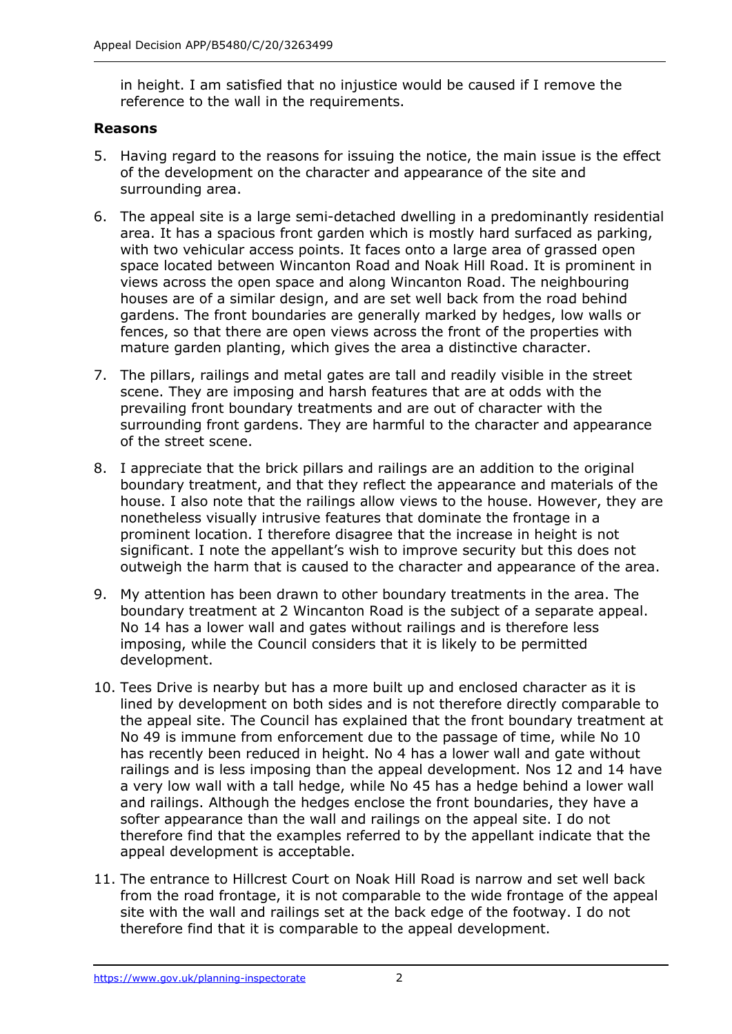in height. I am satisfied that no injustice would be caused if I remove the reference to the wall in the requirements.

**Reasons**

5. Having regard to the reasons for issuing the notice, the main issue is the effect of the development on the character and appearance of the site and surrounding area.

6. The appeal site is a large semi-detached dwelling in a predominantly residential area. It has a spacious front garden which is mostly hard surfaced as parking, with two vehicular access points. It faces onto a large area of grassed open space located between Wincanton Road and Noak Hill Road. It is prominent in views across the open space and along Wincanton Road. The neighbouring houses are of a similar design, and are set well back from the road behind gardens. The front boundaries are generally marked by hedges, low walls or fences, so that there are open views across the front of the properties with mature garden planting, which gives the area a distinctive character.

7. The pillars, railings and metal gates are tall and readily visible in the street scene. They are imposing and harsh features that are at odds with the prevailing front boundary treatments and are out of character with the surrounding front gardens. They are harmful to the character and appearance of the street scene.

8. I appreciate that the brick pillars and railings are an addition to the original boundary treatment, and that they reflect the appearance and materials of the house. I also note that the railings allow views to the house. However, they are nonetheless visually intrusive features that dominate the frontage in a prominent location. I therefore disagree that the increase in height is not significant. I note the appellant's wish to improve security but this does not outweigh the harm that is caused to the character and appearance of the area.

9. My attention has been drawn to other boundary treatments in the area. The boundary treatment at 2 Wincanton Road is the subject of a separate appeal. No 14 has a lower wall and gates without railings and is therefore less imposing, while the Council considers that it is likely to be permitted development.

10. Tees Drive is nearby but has a more built up and enclosed character as it is lined by development on both sides and is not therefore directly comparable to the appeal site. The Council has explained that the front boundary treatment at No 49 is immune from enforcement due to the passage of time, while No 10 has recently been reduced in height. No 4 has a lower wall and gate without railings and is less imposing than the appeal development. Nos 12 and 14 have a very low wall with a tall hedge, while No 45 has a hedge behind a lower wall and railings. Although the hedges enclose the front boundaries, they have a softer appearance than the wall and railings on the appeal site. I do not therefore find that the examples referred to by the appellant indicate that the appeal development is acceptable.

11. The entrance to Hillcrest Court on Noak Hill Road is narrow and set well back from the road frontage, it is not comparable to the wide frontage of the appeal site with the wall and railings set at the back edge of the footway. I do not therefore find that it is comparable to the appeal development.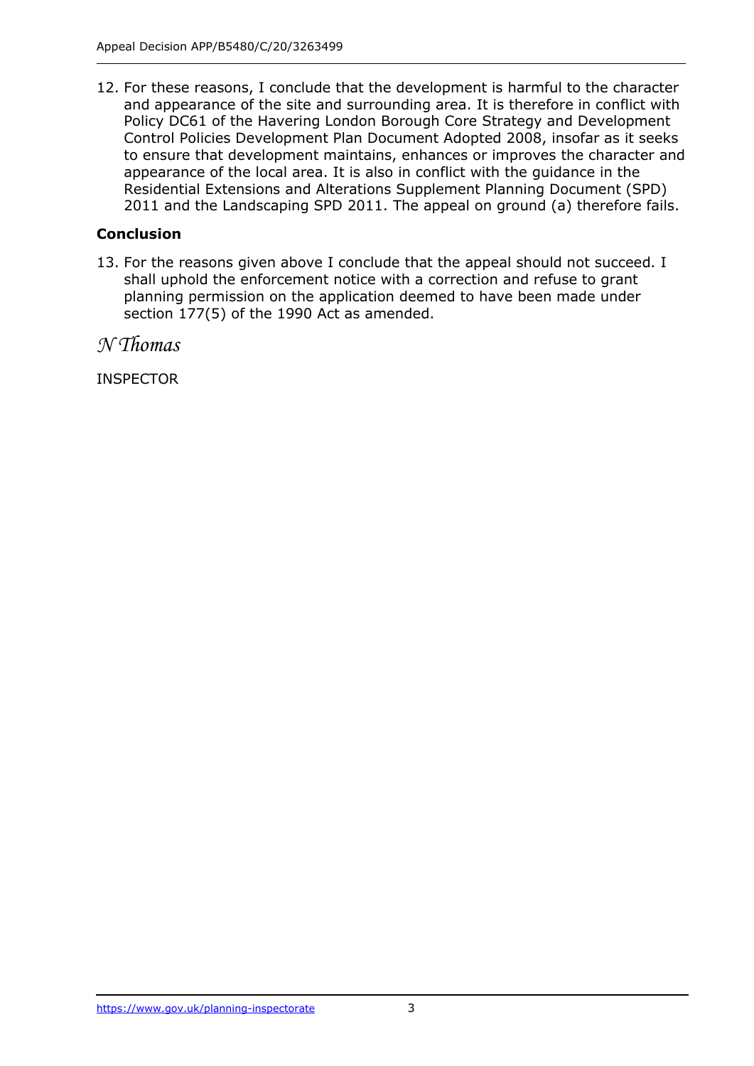12. For these reasons, I conclude that the development is harmful to the character and appearance of the site and surrounding area. It is therefore in conflict with Policy DC61 of the Havering London Borough Core Strategy and Development Control Policies Development Plan Document Adopted 2008, insofar as it seeks to ensure that development maintains, enhances or improves the character and appearance of the local area. It is also in conflict with the guidance in the Residential Extensions and Alterations Supplement Planning Document (SPD) 2011 and the Landscaping SPD 2011. The appeal on ground (a) therefore fails.

## Conclusion

13. For the reasons given above I conclude that the appeal should not succeed. I shall uphold the enforcement notice with a correction and refuse to grant planning permission on the application deemed to have been made under section 177(5) of the 1990 Act as amended.

*N Thomas*

INSPECTOR